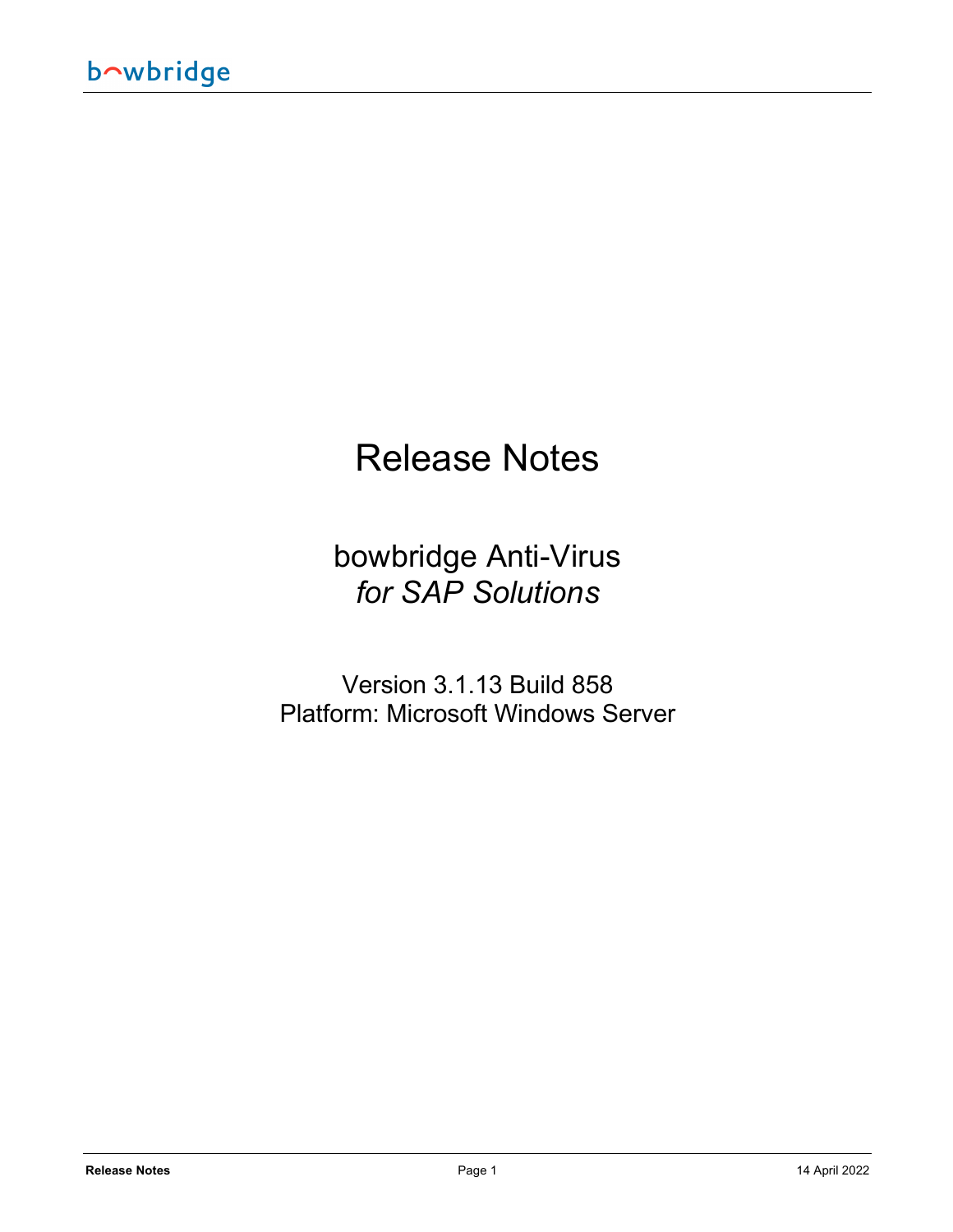# Release Notes

## bowbridge Anti-Virus
*for SAP Solutions*

Version 3.1.13 Build 858
Platform: Microsoft Windows Server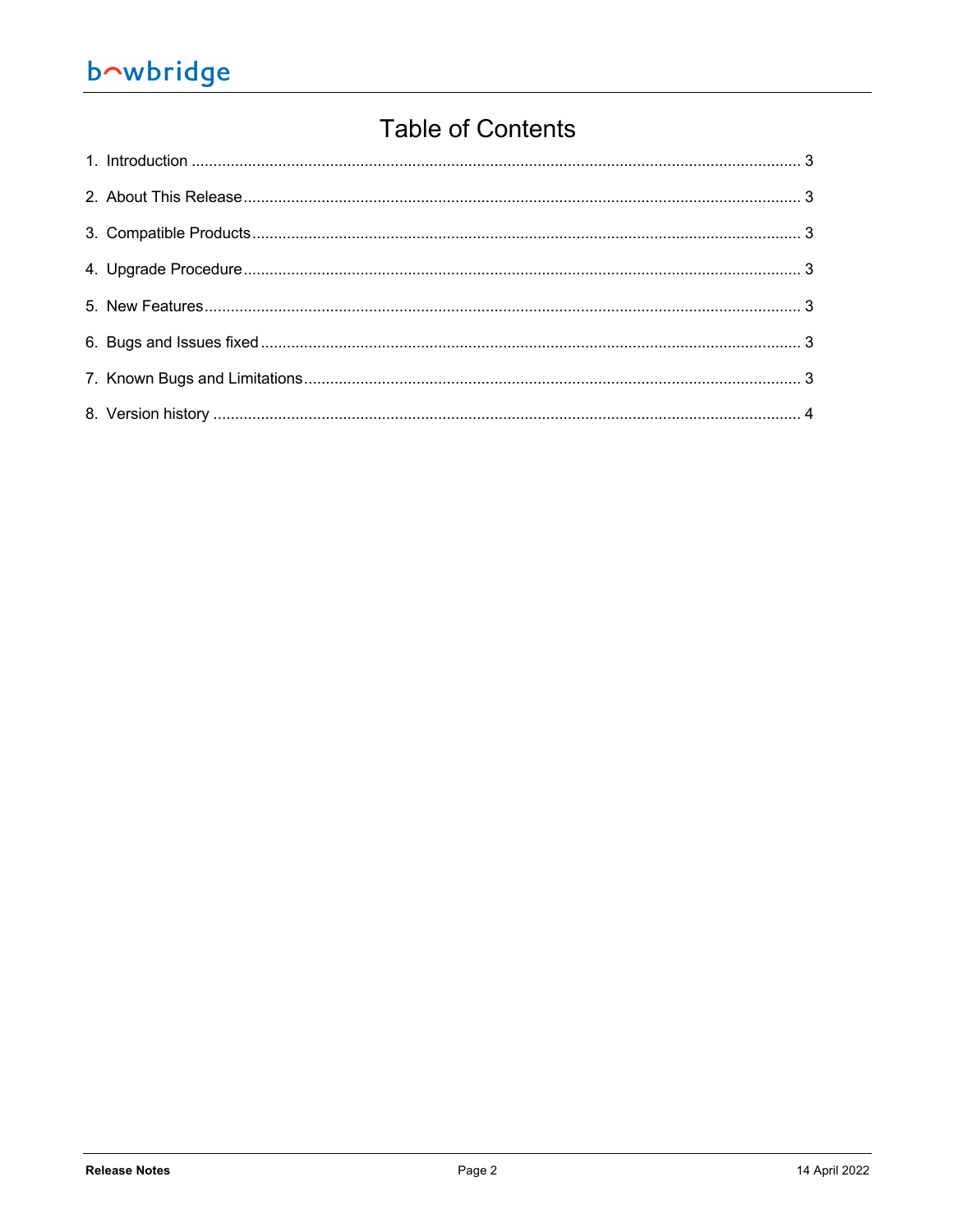# Table of Contents

1. Introduction ........................................................................................................................................ 3
2. About This Release .............................................................................................................................. 3
3. Compatible Products ............................................................................................................................ 3
4. Upgrade Procedure .............................................................................................................................. 3
5. New Features ....................................................................................................................................... 3
6. Bugs and Issues fixed .......................................................................................................................... 3
7. Known Bugs and Limitations ................................................................................................................ 3
8. Version history ..................................................................................................................................... 4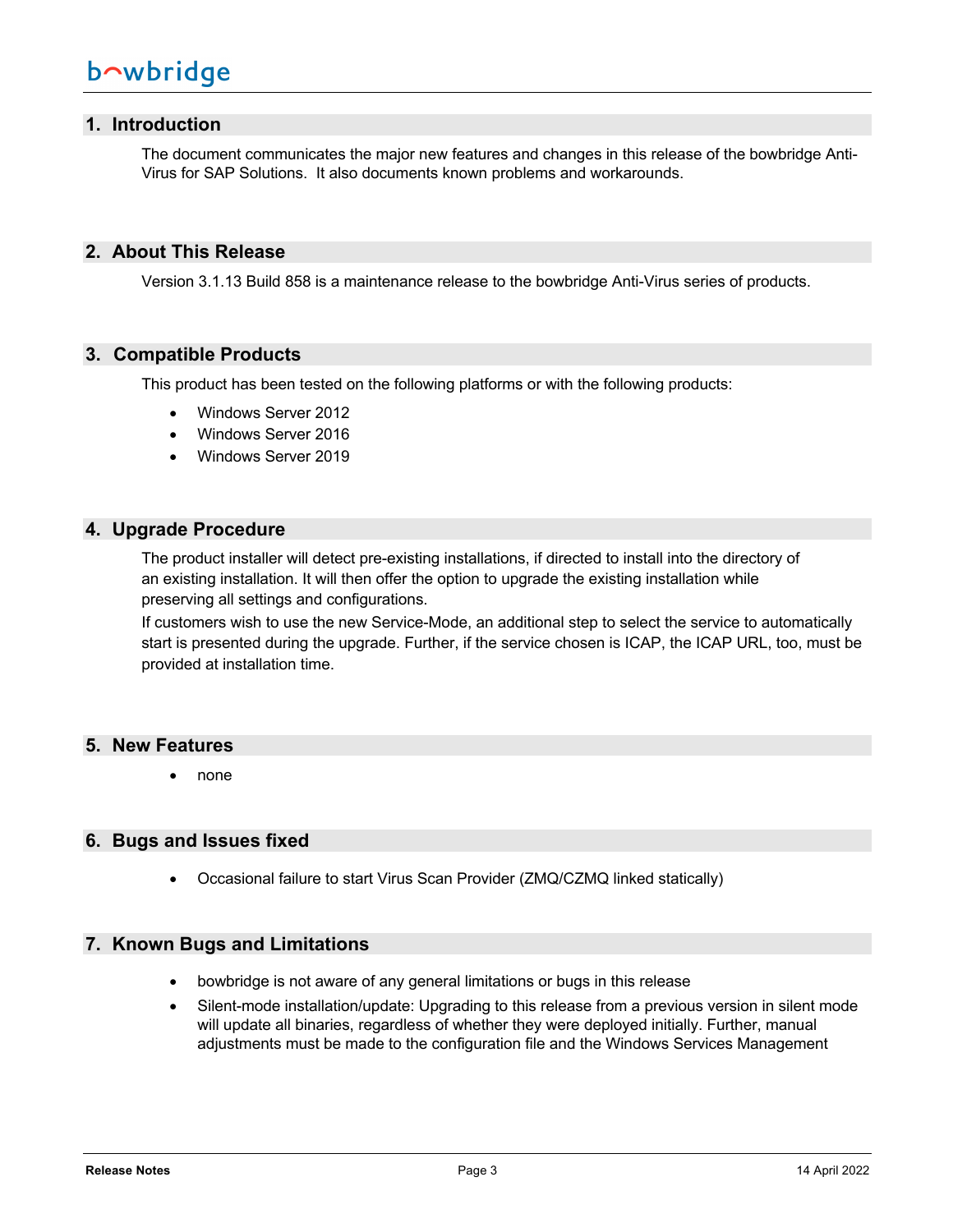## 1. Introduction

The document communicates the major new features and changes in this release of the bowbridge Anti-Virus for SAP Solutions. It also documents known problems and workarounds.

## 2. About This Release

Version 3.1.13 Build 858 is a maintenance release to the bowbridge Anti-Virus series of products.

## 3. Compatible Products

This product has been tested on the following platforms or with the following products:

- Windows Server 2012
- Windows Server 2016
- Windows Server 2019

## 4. Upgrade Procedure

The product installer will detect pre-existing installations, if directed to install into the directory of an existing installation. It will then offer the option to upgrade the existing installation while preserving all settings and configurations.
If customers wish to use the new Service-Mode, an additional step to select the service to automatically start is presented during the upgrade. Further, if the service chosen is ICAP, the ICAP URL, too, must be provided at installation time.

## 5. New Features

- none

## 6. Bugs and Issues fixed

- Occasional failure to start Virus Scan Provider (ZMQ/CZMQ linked statically)

## 7. Known Bugs and Limitations

- bowbridge is not aware of any general limitations or bugs in this release
- Silent-mode installation/update: Upgrading to this release from a previous version in silent mode will update all binaries, regardless of whether they were deployed initially. Further, manual adjustments must be made to the configuration file and the Windows Services Management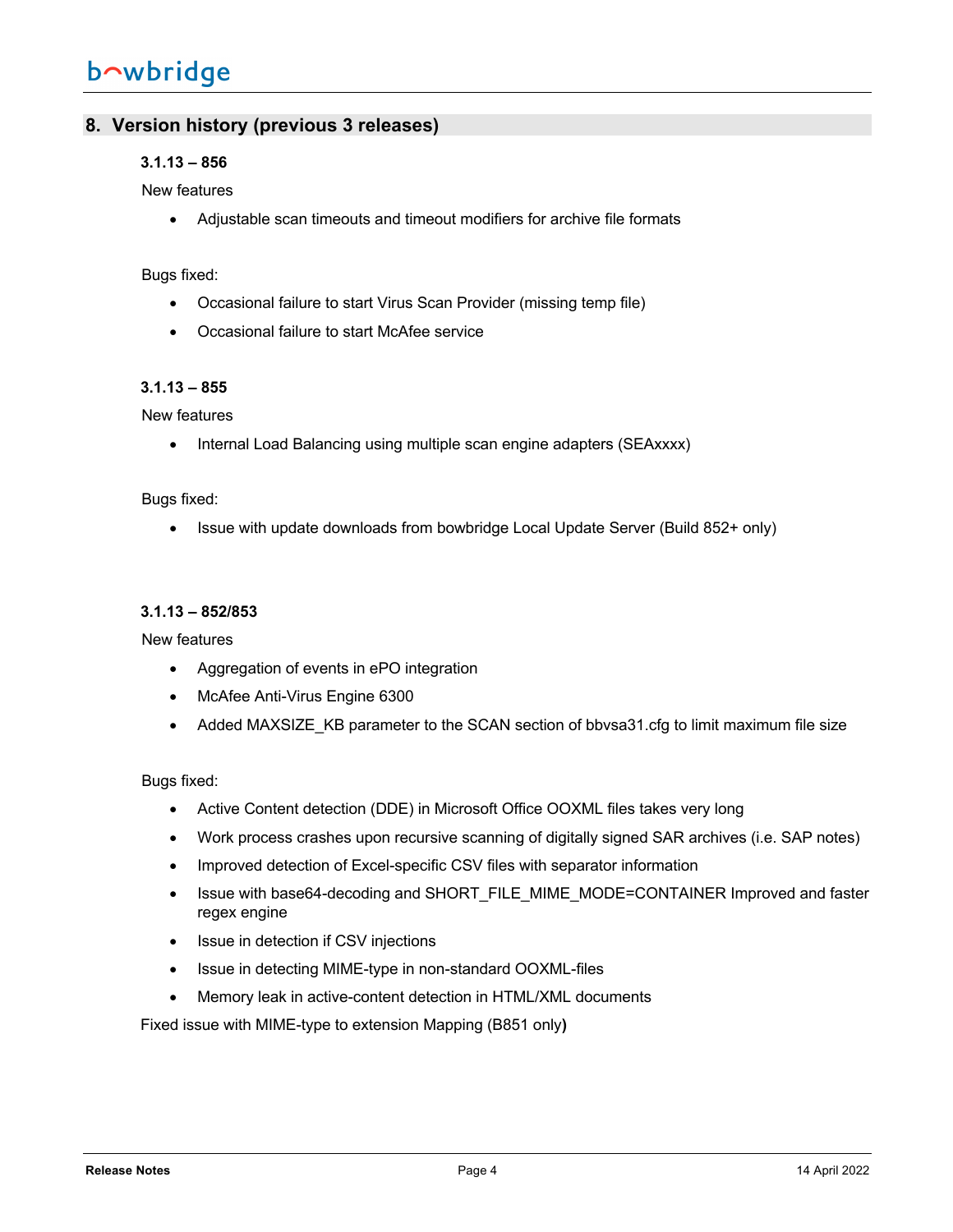## 8. Version history (previous 3 releases)

**3.1.13 – 856**

New features

- Adjustable scan timeouts and timeout modifiers for archive file formats

Bugs fixed:

- Occasional failure to start Virus Scan Provider (missing temp file)
- Occasional failure to start McAfee service

**3.1.13 – 855**

New features

- Internal Load Balancing using multiple scan engine adapters (SEAxxxx)

Bugs fixed:

- Issue with update downloads from bowbridge Local Update Server (Build 852+ only)

**3.1.13 – 852/853**

New features

- Aggregation of events in ePO integration
- McAfee Anti-Virus Engine 6300
- Added MAXSIZE_KB parameter to the SCAN section of bbvsa31.cfg to limit maximum file size

Bugs fixed:

- Active Content detection (DDE) in Microsoft Office OOXML files takes very long
- Work process crashes upon recursive scanning of digitally signed SAR archives (i.e. SAP notes)
- Improved detection of Excel-specific CSV files with separator information
- Issue with base64-decoding and SHORT_FILE_MIME_MODE=CONTAINER Improved and faster regex engine
- Issue in detection if CSV injections
- Issue in detecting MIME-type in non-standard OOXML-files
- Memory leak in active-content detection in HTML/XML documents

Fixed issue with MIME-type to extension Mapping (B851 only**)**